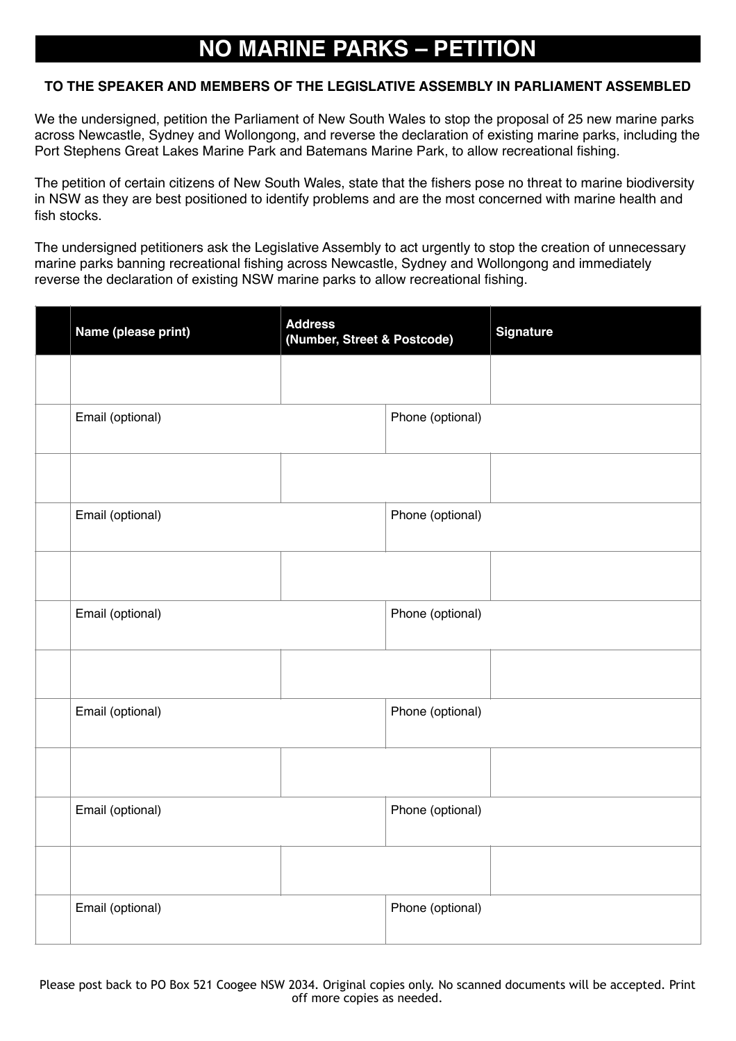# NO MARINE PARKS – PETITION

**TO THE SPEAKER AND MEMBERS OF THE LEGISLATIVE ASSEMBLY IN PARLIAMENT ASSEMBLED**

We the undersigned, petition the Parliament of New South Wales to stop the proposal of 25 new marine parks across Newcastle, Sydney and Wollongong, and reverse the declaration of existing marine parks, including the Port Stephens Great Lakes Marine Park and Batemans Marine Park, to allow recreational fishing.

The petition of certain citizens of New South Wales, state that the fishers pose no threat to marine biodiversity in NSW as they are best positioned to identify problems and are the most concerned with marine health and fish stocks.

The undersigned petitioners ask the Legislative Assembly to act urgently to stop the creation of unnecessary marine parks banning recreational fishing across Newcastle, Sydney and Wollongong and immediately reverse the declaration of existing NSW marine parks to allow recreational fishing.

| | Name (please print) | Address (Number, Street & Postcode) | Signature |
|---|---|---|---|
| | | | |
| | Email (optional) | Phone (optional) | |
| | | | |
| | Email (optional) | Phone (optional) | |
| | | | |
| | Email (optional) | Phone (optional) | |
| | | | |
| | Email (optional) | Phone (optional) | |
| | | | |
| | Email (optional) | Phone (optional) | |
| | | | |
| | Email (optional) | Phone (optional) | |

Please post back to PO Box 521 Coogee NSW 2034. Original copies only. No scanned documents will be accepted. Print off more copies as needed.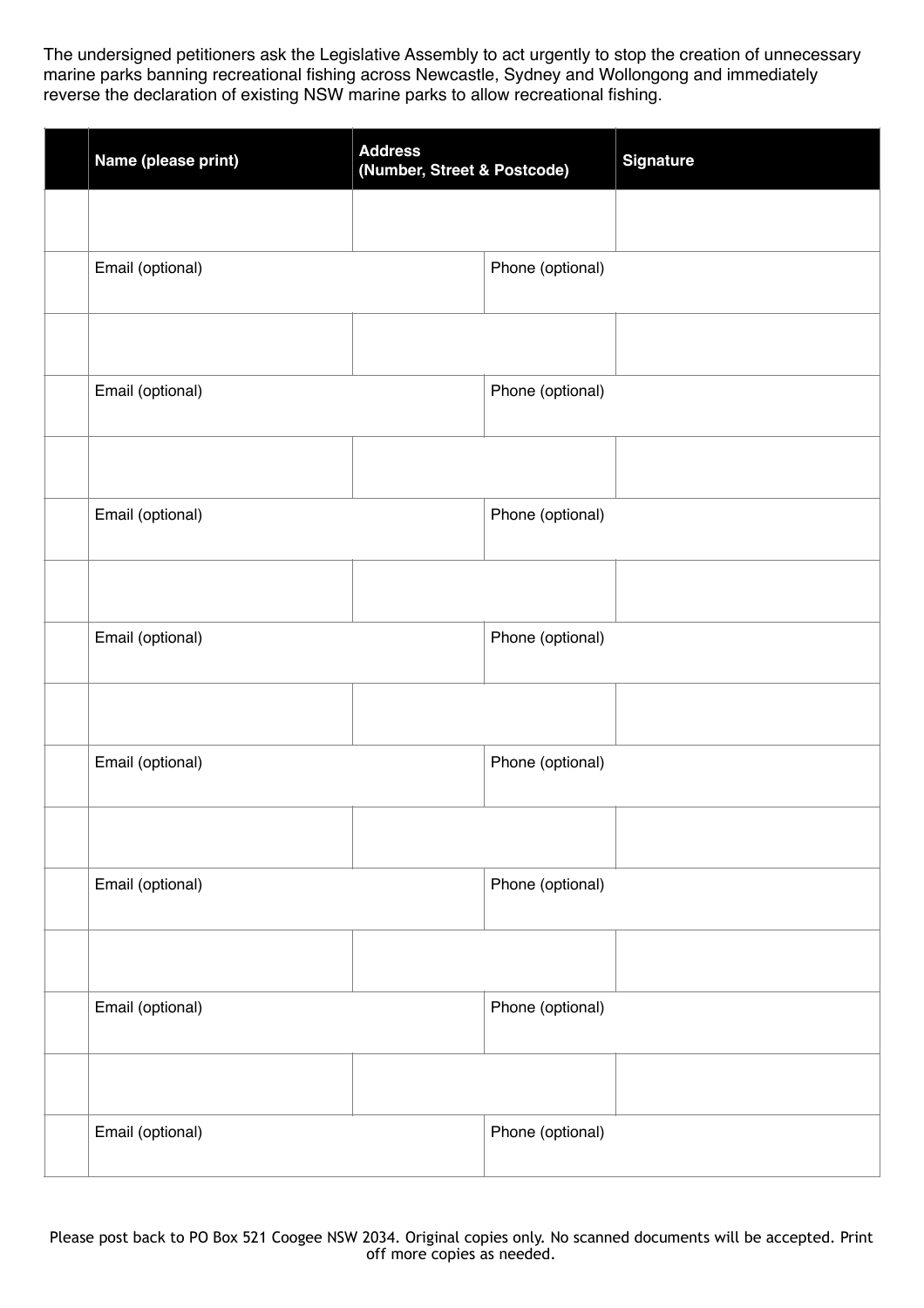The undersigned petitioners ask the Legislative Assembly to act urgently to stop the creation of unnecessary marine parks banning recreational fishing across Newcastle, Sydney and Wollongong and immediately reverse the declaration of existing NSW marine parks to allow recreational fishing.

| | Name (please print) | Address (Number, Street & Postcode) | Signature |
|---|---|---|---|
| | | | |
| | Email (optional) | Phone (optional) | |
| | | | |
| | Email (optional) | Phone (optional) | |
| | | | |
| | Email (optional) | Phone (optional) | |
| | | | |
| | Email (optional) | Phone (optional) | |
| | | | |
| | Email (optional) | Phone (optional) | |
| | | | |
| | Email (optional) | Phone (optional) | |
| | | | |
| | Email (optional) | Phone (optional) | |
| | | | |
| | Email (optional) | Phone (optional) | |

Please post back to PO Box 521 Coogee NSW 2034. Original copies only. No scanned documents will be accepted. Print off more copies as needed.